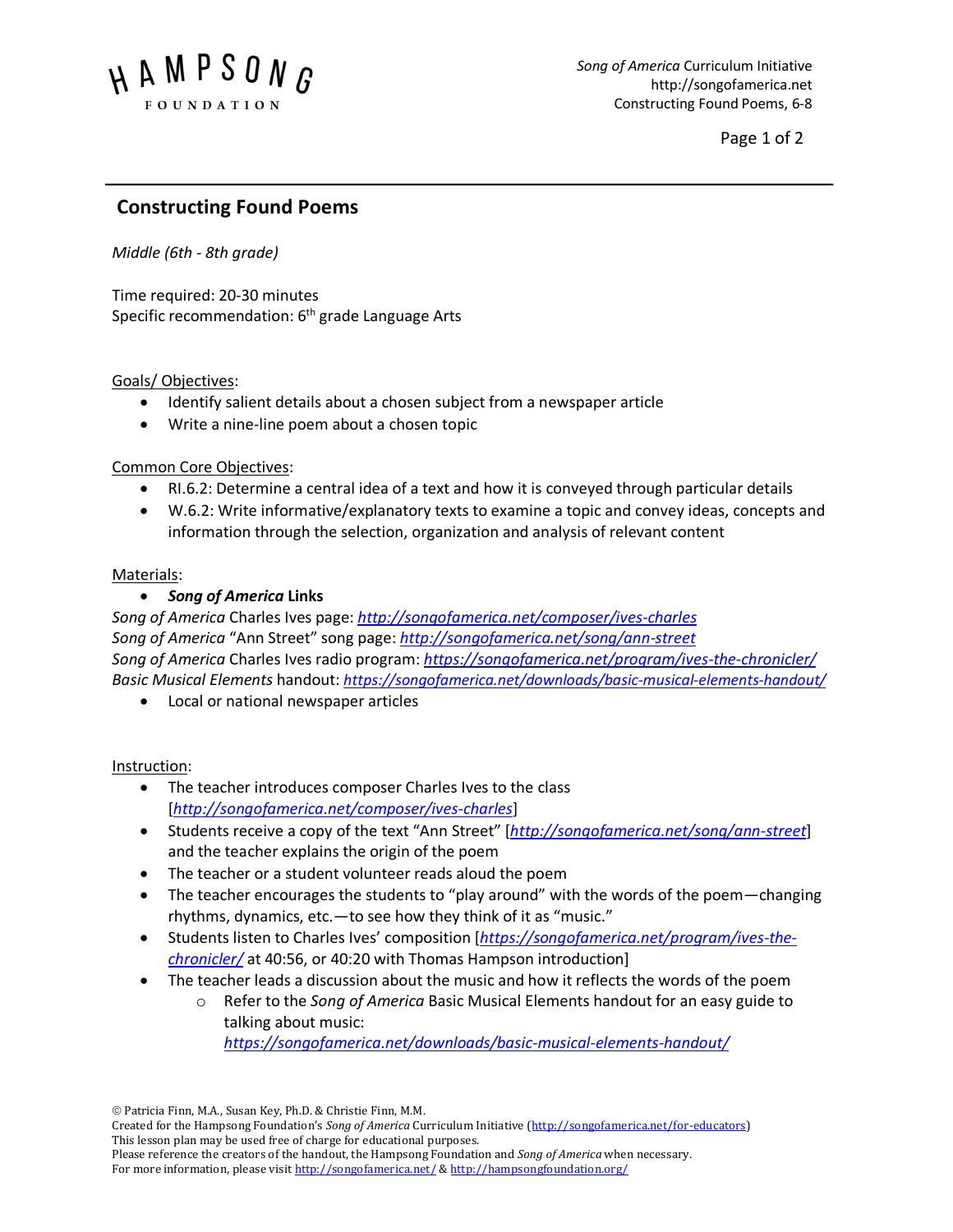## Constructing Found Poems

*Middle (6th - 8th grade)*

Time required: 20-30 minutes
Specific recommendation: 6th grade Language Arts

Goals/ Objectives:

- Identify salient details about a chosen subject from a newspaper article
- Write a nine-line poem about a chosen topic

Common Core Objectives:

- RI.6.2: Determine a central idea of a text and how it is conveyed through particular details
- W.6.2: Write informative/explanatory texts to examine a topic and convey ideas, concepts and information through the selection, organization and analysis of relevant content

Materials:

- ***Song of America* Links**

*Song of America* Charles Ives page: *http://songofamerica.net/composer/ives-charles*
*Song of America* "Ann Street" song page: *http://songofamerica.net/song/ann-street*
*Song of America* Charles Ives radio program: *https://songofamerica.net/program/ives-the-chronicler/*
*Basic Musical Elements* handout: *https://songofamerica.net/downloads/basic-musical-elements-handout/*

- Local or national newspaper articles

Instruction:

- The teacher introduces composer Charles Ives to the class [*http://songofamerica.net/composer/ives-charles*]
- Students receive a copy of the text "Ann Street" [*http://songofamerica.net/song/ann-street*] and the teacher explains the origin of the poem
- The teacher or a student volunteer reads aloud the poem
- The teacher encourages the students to "play around" with the words of the poem—changing rhythms, dynamics, etc.—to see how they think of it as "music."
- Students listen to Charles Ives' composition [*https://songofamerica.net/program/ives-the-chronicler/* at 40:56, or 40:20 with Thomas Hampson introduction]
- The teacher leads a discussion about the music and how it reflects the words of the poem
    - Refer to the *Song of America* Basic Musical Elements handout for an easy guide to talking about music: *https://songofamerica.net/downloads/basic-musical-elements-handout/*

© Patricia Finn, M.A., Susan Key, Ph.D. & Christie Finn, M.M.
Created for the Hampsong Foundation's *Song of America* Curriculum Initiative (http://songofamerica.net/for-educators)
This lesson plan may be used free of charge for educational purposes.
Please reference the creators of the handout, the Hampsong Foundation and *Song of America* when necessary.
For more information, please visit http://songofamerica.net/ & http://hampsongfoundation.org/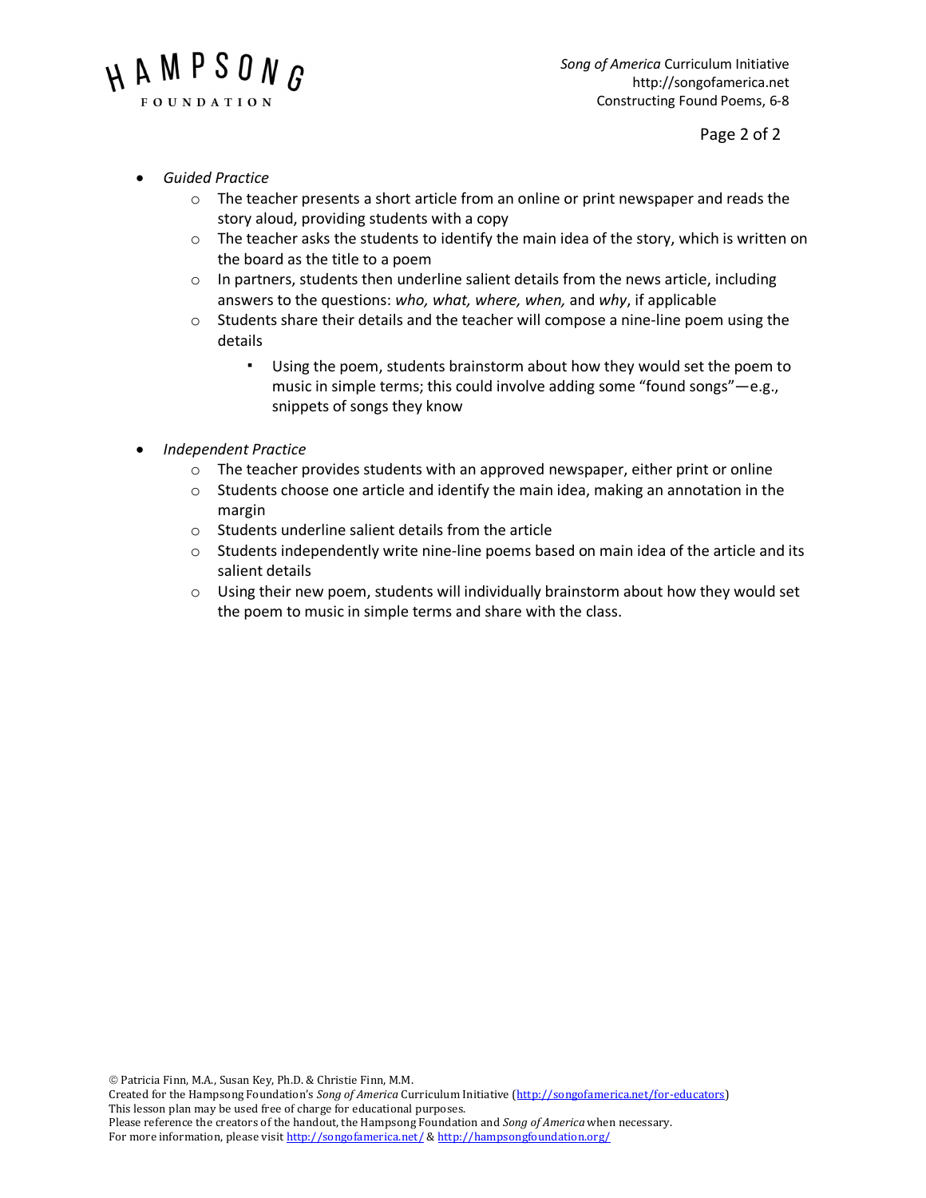- *Guided Practice*
    - The teacher presents a short article from an online or print newspaper and reads the story aloud, providing students with a copy
    - The teacher asks the students to identify the main idea of the story, which is written on the board as the title to a poem
    - In partners, students then underline salient details from the news article, including answers to the questions: *who, what, where, when,* and *why*, if applicable
    - Students share their details and the teacher will compose a nine-line poem using the details
        - Using the poem, students brainstorm about how they would set the poem to music in simple terms; this could involve adding some "found songs"—e.g., snippets of songs they know

- *Independent Practice*
    - The teacher provides students with an approved newspaper, either print or online
    - Students choose one article and identify the main idea, making an annotation in the margin
    - Students underline salient details from the article
    - Students independently write nine-line poems based on main idea of the article and its salient details
    - Using their new poem, students will individually brainstorm about how they would set the poem to music in simple terms and share with the class.

© Patricia Finn, M.A., Susan Key, Ph.D. & Christie Finn, M.M.
Created for the Hampsong Foundation's *Song of America* Curriculum Initiative (http://songofamerica.net/for-educators)
This lesson plan may be used free of charge for educational purposes.
Please reference the creators of the handout, the Hampsong Foundation and *Song of America* when necessary.
For more information, please visit http://songofamerica.net/ & http://hampsongfoundation.org/